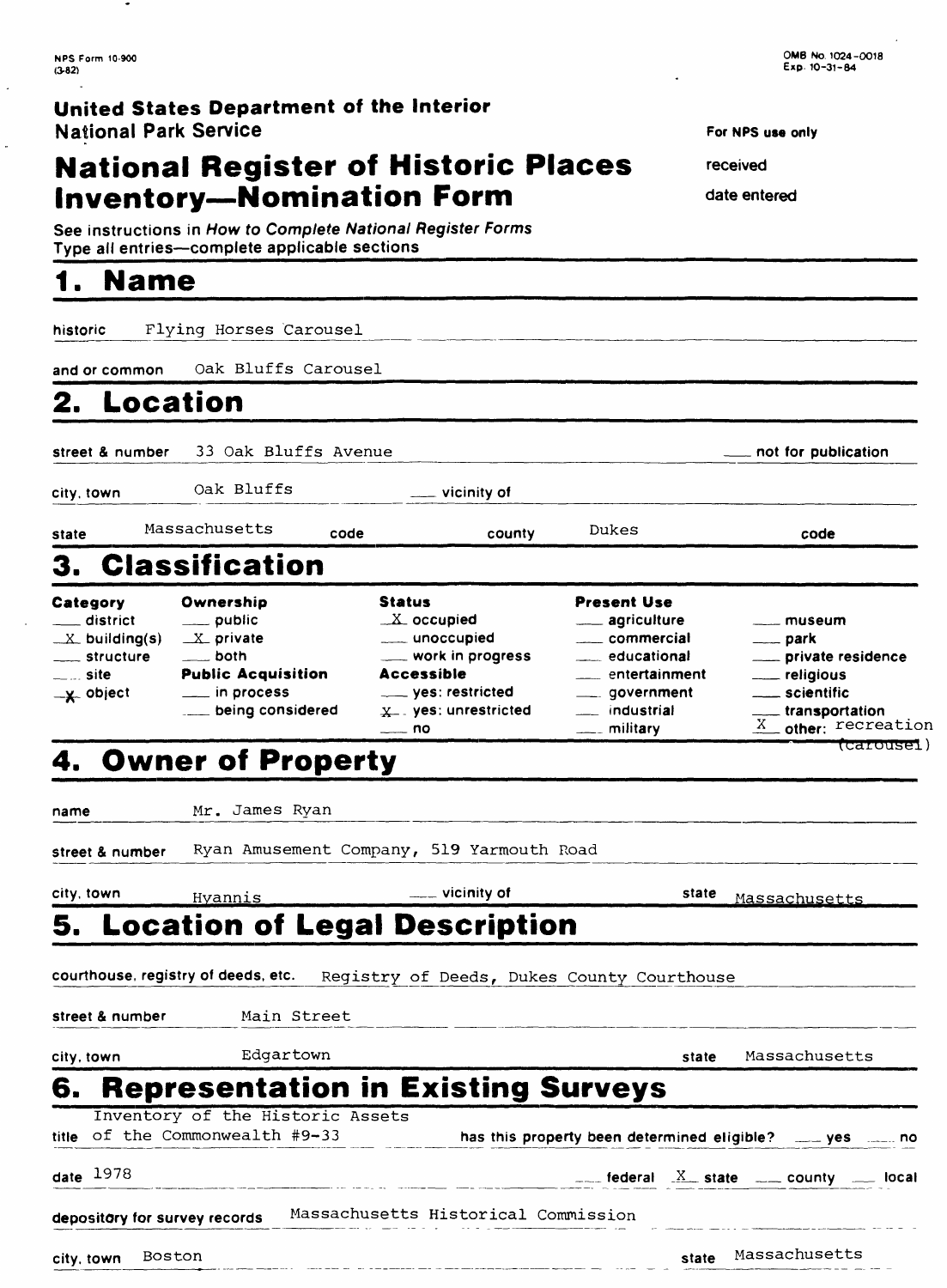NPS Form 10-900
(3-82)

OMB No. 1024-0018
Exp. 10-31-84

**United States Department of the Interior**
National Park Service

For NPS use only

received

date entered

# National Register of Historic Places Inventory—Nomination Form

See instructions in *How to Complete National Register Forms*
Type all entries—complete applicable sections

## 1. Name

historic Flying Horses Carousel

and or common Oak Bluffs Carousel

## 2. Location

street & number 33 Oak Bluffs Avenue ___ not for publication

city, town Oak Bluffs ___ vicinity of

state Massachusetts code county Dukes code

## 3. Classification

| Category | Ownership | Status | Present Use | |
|---|---|---|---|---|
| ___ district | ___ public | X occupied | ___ agriculture | ___ museum |
| X building(s) | X private | ___ unoccupied | ___ commercial | ___ park |
| ___ structure | ___ both | ___ work in progress | ___ educational | ___ private residence |
| ___ site | **Public Acquisition** | **Accessible** | ___ entertainment | ___ religious |
| X object | ___ in process | ___ yes: restricted | ___ government | ___ scientific |
| | ___ being considered | X yes: unrestricted | ___ industrial | ___ transportation |
| | | ___ no | ___ military | X other: recreation (carousel) |

## 4. Owner of Property

name Mr. James Ryan

street & number Ryan Amusement Company, 519 Yarmouth Road

city, town Hyannis ___ vicinity of state Massachusetts

## 5. Location of Legal Description

courthouse, registry of deeds, etc. Registry of Deeds, Dukes County Courthouse

street & number Main Street

city, town Edgartown state Massachusetts

## 6. Representation in Existing Surveys

title Inventory of the Historic Assets of the Commonwealth #9-33 has this property been determined eligible? ___ yes ___ no

date 1978 ___ federal X state ___ county ___ local

depository for survey records Massachusetts Historical Commission

city, town Boston state Massachusetts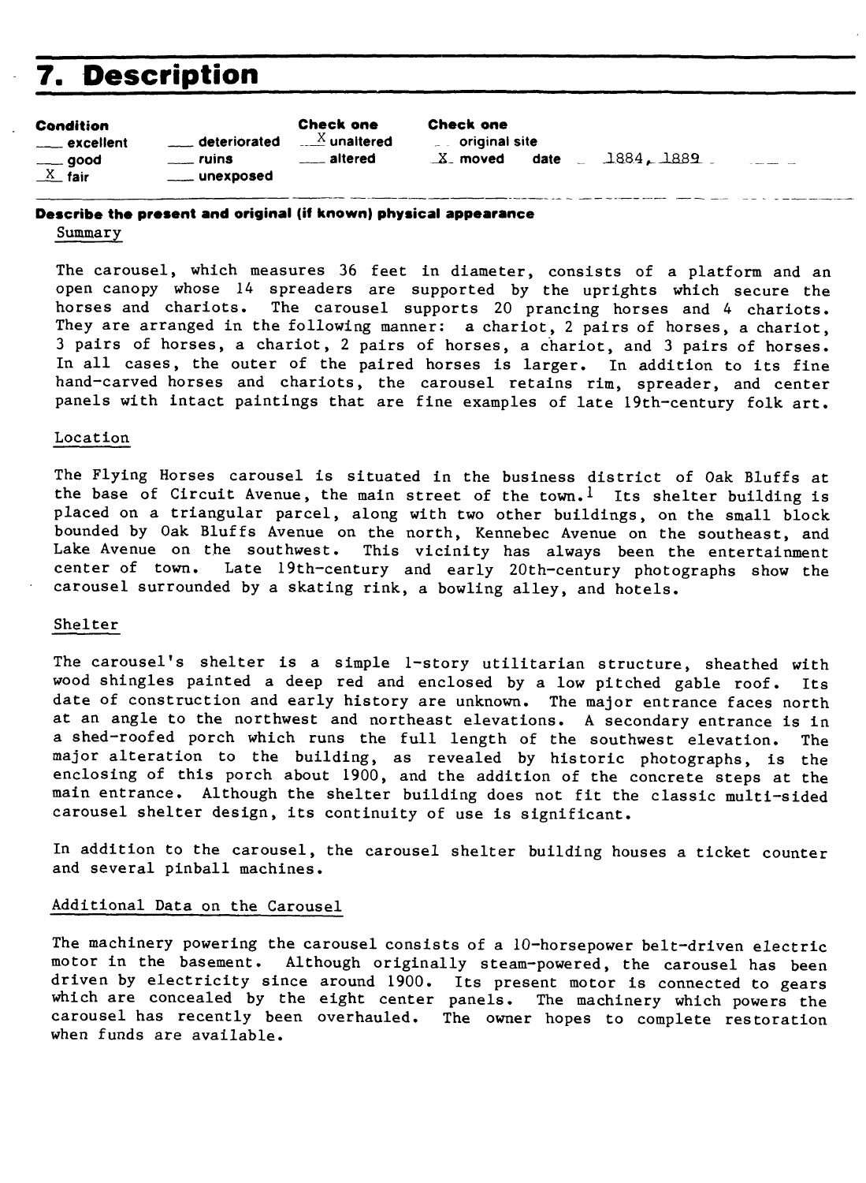# 7. Description

| Condition | | Check one | Check one | |
|---|---|---|---|---|
| ___ excellent | ___ deteriorated | _X_ unaltered | ___ original site | |
| ___ good | ___ ruins | ___ altered | _X_ moved | date 1884, 1889 |
| _X_ fair | ___ unexposed | | | |

**Describe the present and original (if known) physical appearance**

Summary

The carousel, which measures 36 feet in diameter, consists of a platform and an open canopy whose 14 spreaders are supported by the uprights which secure the horses and chariots. The carousel supports 20 prancing horses and 4 chariots. They are arranged in the following manner: a chariot, 2 pairs of horses, a chariot, 3 pairs of horses, a chariot, 2 pairs of horses, a chariot, and 3 pairs of horses. In all cases, the outer of the paired horses is larger. In addition to its fine hand-carved horses and chariots, the carousel retains rim, spreader, and center panels with intact paintings that are fine examples of late 19th-century folk art.

Location

The Flying Horses carousel is situated in the business district of Oak Bluffs at the base of Circuit Avenue, the main street of the town.[1] Its shelter building is placed on a triangular parcel, along with two other buildings, on the small block bounded by Oak Bluffs Avenue on the north, Kennebec Avenue on the southeast, and Lake Avenue on the southwest. This vicinity has always been the entertainment center of town. Late 19th-century and early 20th-century photographs show the carousel surrounded by a skating rink, a bowling alley, and hotels.

Shelter

The carousel's shelter is a simple 1-story utilitarian structure, sheathed with wood shingles painted a deep red and enclosed by a low pitched gable roof. Its date of construction and early history are unknown. The major entrance faces north at an angle to the northwest and northeast elevations. A secondary entrance is in a shed-roofed porch which runs the full length of the southwest elevation. The major alteration to the building, as revealed by historic photographs, is the enclosing of this porch about 1900, and the addition of the concrete steps at the main entrance. Although the shelter building does not fit the classic multi-sided carousel shelter design, its continuity of use is significant.

In addition to the carousel, the carousel shelter building houses a ticket counter and several pinball machines.

Additional Data on the Carousel

The machinery powering the carousel consists of a 10-horsepower belt-driven electric motor in the basement. Although originally steam-powered, the carousel has been driven by electricity since around 1900. Its present motor is connected to gears which are concealed by the eight center panels. The machinery which powers the carousel has recently been overhauled. The owner hopes to complete restoration when funds are available.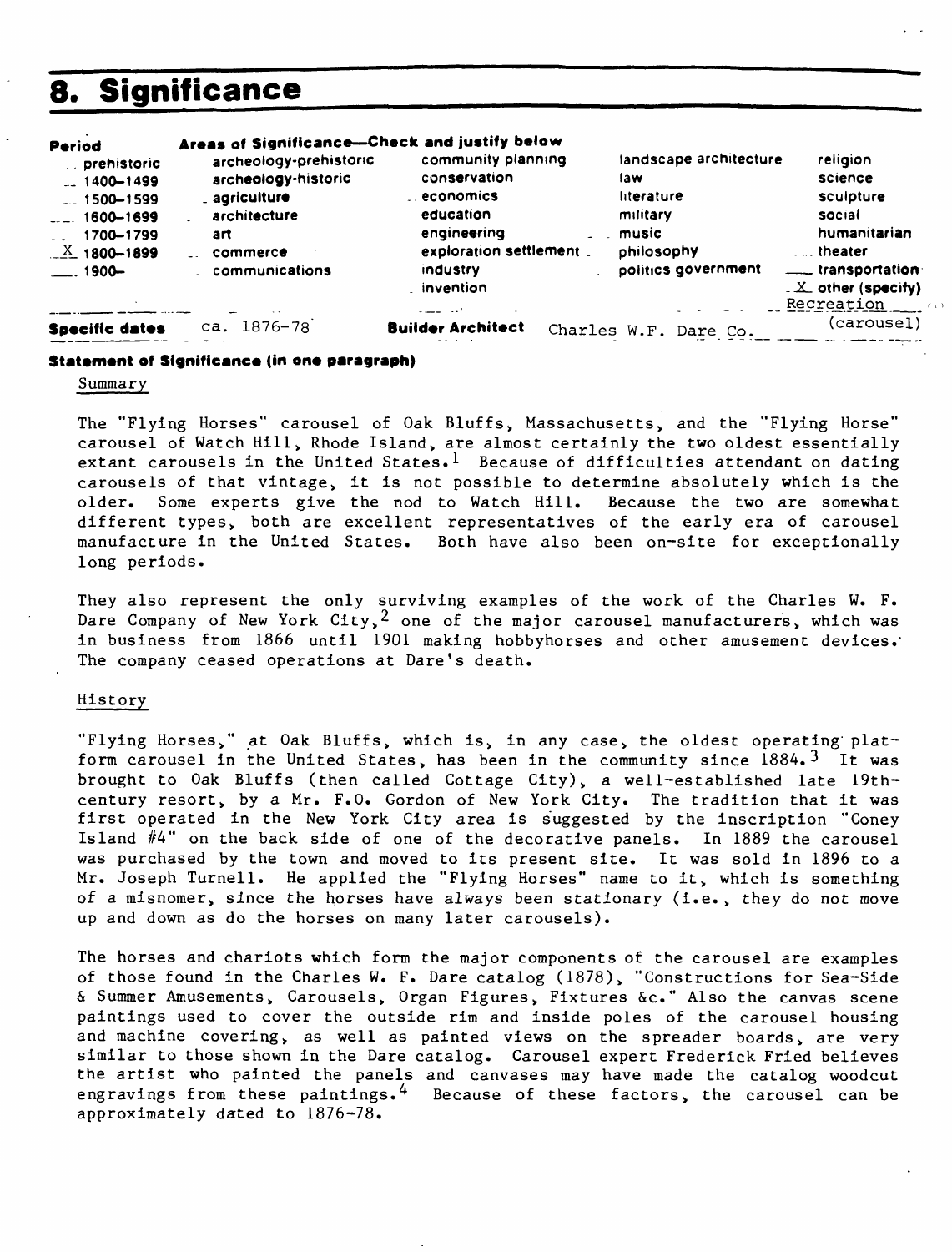# 8. Significance

| Period | Areas of Significance—Check and justify below | | | |
|---|---|---|---|---|
| prehistoric | archeology-prehistoric | community planning | landscape architecture | religion |
| 1400–1499 | archeology-historic | conservation | law | science |
| 1500–1599 | agriculture | economics | literature | sculpture |
| 1600–1699 | architecture | education | military | social |
| 1700–1799 | art | engineering | music | humanitarian |
| X 1800–1899 | commerce | exploration settlement | philosophy | theater |
| 1900– | communications | industry | politics government | transportation |
| | | invention | | X other (specify) Recreation (carousel) |

**Specific dates** ca. 1876-78 **Builder Architect** Charles W.F. Dare Co.

**Statement of Significance (in one paragraph)**

Summary

The "Flying Horses" carousel of Oak Bluffs, Massachusetts, and the "Flying Horse" carousel of Watch Hill, Rhode Island, are almost certainly the two oldest essentially extant carousels in the United States.[1] Because of difficulties attendant on dating carousels of that vintage, it is not possible to determine absolutely which is the older. Some experts give the nod to Watch Hill. Because the two are somewhat different types, both are excellent representatives of the early era of carousel manufacture in the United States. Both have also been on-site for exceptionally long periods.

They also represent the only surviving examples of the work of the Charles W. F. Dare Company of New York City,[2] one of the major carousel manufacturers, which was in business from 1866 until 1901 making hobbyhorses and other amusement devices. The company ceased operations at Dare's death.

History

"Flying Horses," at Oak Bluffs, which is, in any case, the oldest operating platform carousel in the United States, has been in the community since 1884.[3] It was brought to Oak Bluffs (then called Cottage City), a well-established late 19th-century resort, by a Mr. F.O. Gordon of New York City. The tradition that it was first operated in the New York City area is suggested by the inscription "Coney Island #4" on the back side of one of the decorative panels. In 1889 the carousel was purchased by the town and moved to its present site. It was sold in 1896 to a Mr. Joseph Turnell. He applied the "Flying Horses" name to it, which is something of a misnomer, since the horses have always been stationary (i.e., they do not move up and down as do the horses on many later carousels).

The horses and chariots which form the major components of the carousel are examples of those found in the Charles W. F. Dare catalog (1878), "Constructions for Sea-Side & Summer Amusements, Carousels, Organ Figures, Fixtures &c." Also the canvas scene paintings used to cover the outside rim and inside poles of the carousel housing and machine covering, as well as painted views on the spreader boards, are very similar to those shown in the Dare catalog. Carousel expert Frederick Fried believes the artist who painted the panels and canvases may have made the catalog woodcut engravings from these paintings.[4] Because of these factors, the carousel can be approximately dated to 1876-78.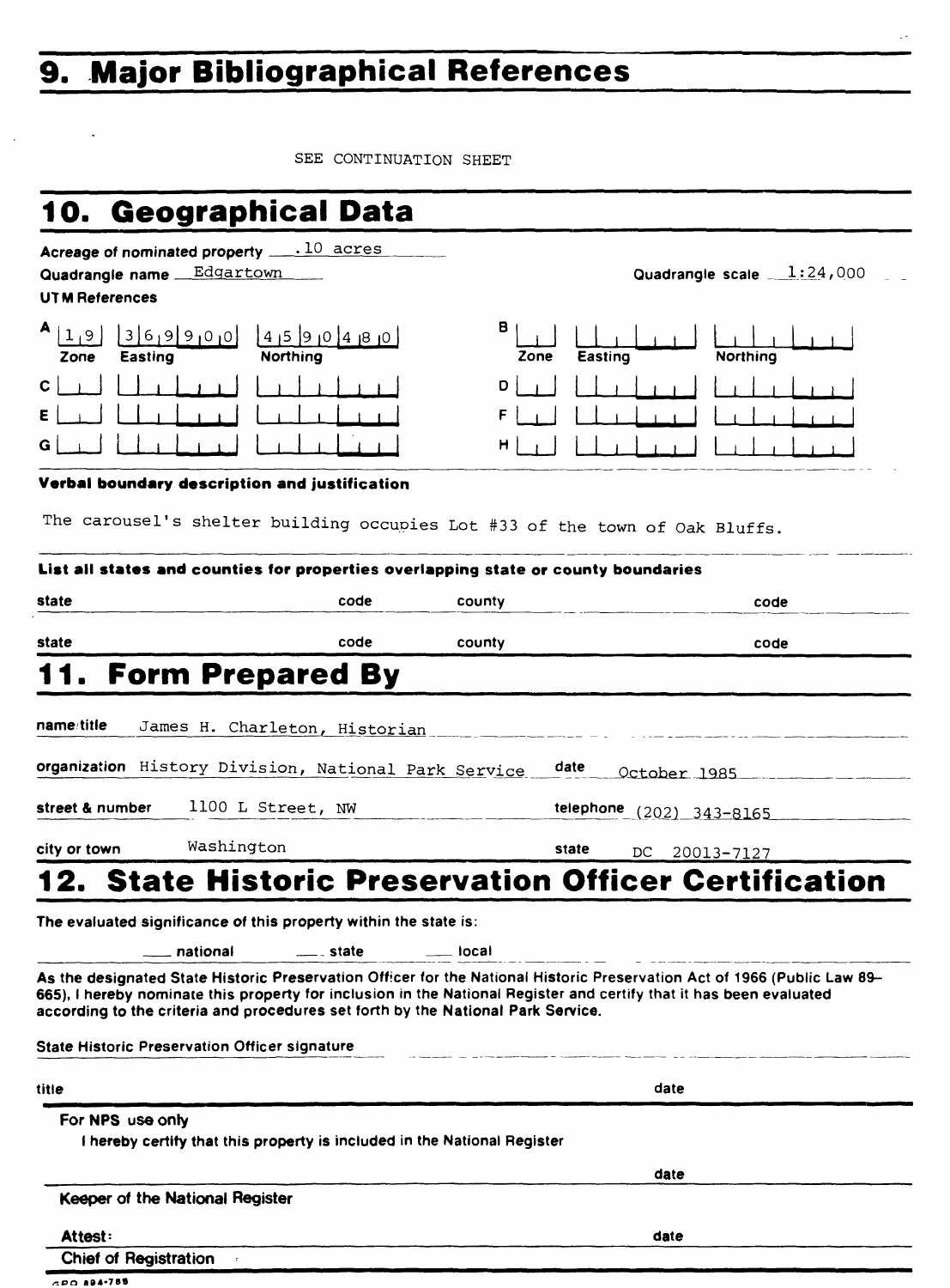# 9. Major Bibliographical References

SEE CONTINUATION SHEET

# 10. Geographical Data

Acreage of nominated property .10 acres

Quadrangle name Edgartown

Quadrangle scale 1:24,000

UTM References

| | Zone | Easting | Northing | | Zone | Easting | Northing |
|---|---|---|---|---|---|---|---|
| A | 19 | 369900 | 4590480 | B | | | |
| C | | | | D | | | |
| E | | | | F | | | |
| G | | | | H | | | |

**Verbal boundary description and justification**

The carousel's shelter building occupies Lot #33 of the town of Oak Bluffs.

**List all states and counties for properties overlapping state or county boundaries**

| state | code | county | code |
|---|---|---|---|
| state | code | county | code |

# 11. Form Prepared By

name/title James H. Charleton, Historian

organization History Division, National Park Service date October 1985

street & number 1100 L Street, NW telephone (202) 343-8165

city or town Washington state DC 20013-7127

# 12. State Historic Preservation Officer Certification

The evaluated significance of this property within the state is:

___ national ___ state ___ local

As the designated State Historic Preservation Officer for the National Historic Preservation Act of 1966 (Public Law 89-665), I hereby nominate this property for inclusion in the National Register and certify that it has been evaluated according to the criteria and procedures set forth by the National Park Service.

State Historic Preservation Officer signature

title date

For NPS use only

I hereby certify that this property is included in the National Register

date

Keeper of the National Register

Attest: date

Chief of Registration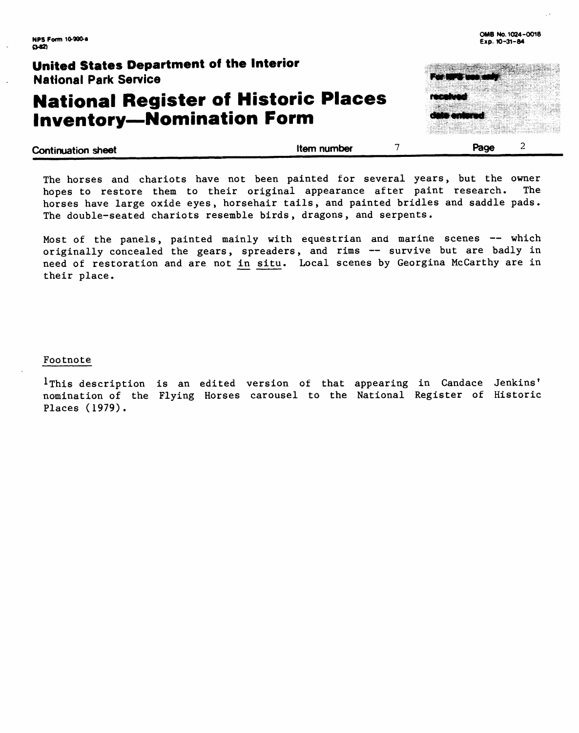The horses and chariots have not been painted for several years, but the owner hopes to restore them to their original appearance after paint research. The horses have large oxide eyes, horsehair tails, and painted bridles and saddle pads. The double-seated chariots resemble birds, dragons, and serpents.

Most of the panels, painted mainly with equestrian and marine scenes -- which originally concealed the gears, spreaders, and rims -- survive but are badly in need of restoration and are not in situ. Local scenes by Georgina McCarthy are in their place.

Footnote

[1]This description is an edited version of that appearing in Candace Jenkins' nomination of the Flying Horses carousel to the National Register of Historic Places (1979).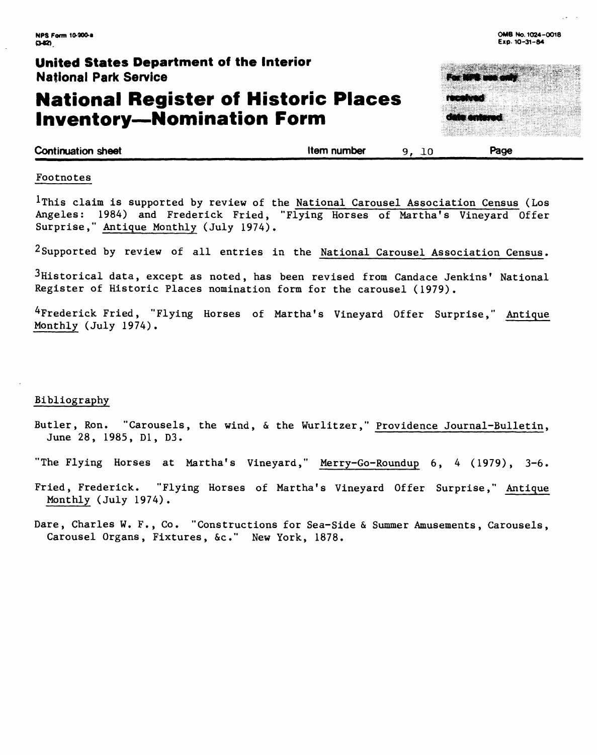NPS Form 10-900-a
(3-82)

OMB No. 1024-0018
Exp. 10-31-84

**United States Department of the Interior**
**National Park Service**

# National Register of Historic Places Inventory—Nomination Form

For NPS use only
received
date entered

**Continuation sheet** | **Item number** 9, 10 | **Page**

Footnotes

[1]This claim is supported by review of the National Carousel Association Census (Los Angeles: 1984) and Frederick Fried, "Flying Horses of Martha's Vineyard Offer Surprise," Antique Monthly (July 1974).

[2]Supported by review of all entries in the National Carousel Association Census.

[3]Historical data, except as noted, has been revised from Candace Jenkins' National Register of Historic Places nomination form for the carousel (1979).

[4]Frederick Fried, "Flying Horses of Martha's Vineyard Offer Surprise," Antique Monthly (July 1974).

Bibliography

Butler, Ron. "Carousels, the wind, & the Wurlitzer," Providence Journal-Bulletin, June 28, 1985, D1, D3.

"The Flying Horses at Martha's Vineyard," Merry-Go-Roundup 6, 4 (1979), 3-6.

Fried, Frederick. "Flying Horses of Martha's Vineyard Offer Surprise," Antique Monthly (July 1974).

Dare, Charles W. F., Co. "Constructions for Sea-Side & Summer Amusements, Carousels, Carousel Organs, Fixtures, &c." New York, 1878.